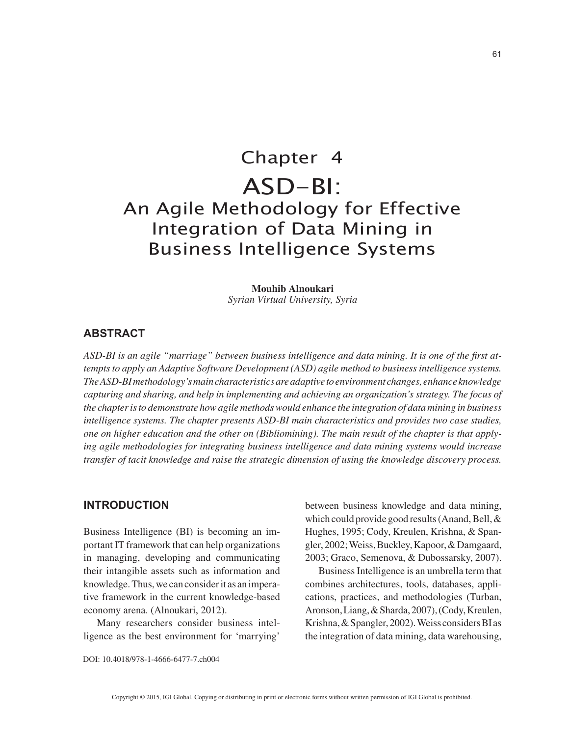# Chapter 4

# ASD-BI:

## An Agile Methodology for Effective Integration of Data Mining in Business Intelligence Systems

**Mouhib Alnoukari**
*Syrian Virtual University, Syria*

## ABSTRACT

*ASD-BI is an agile "marriage" between business intelligence and data mining. It is one of the first attempts to apply an Adaptive Software Development (ASD) agile method to business intelligence systems. The ASD-BI methodology's main characteristics are adaptive to environment changes, enhance knowledge capturing and sharing, and help in implementing and achieving an organization's strategy. The focus of the chapter is to demonstrate how agile methods would enhance the integration of data mining in business intelligence systems. The chapter presents ASD-BI main characteristics and provides two case studies, one on higher education and the other on (Bibliomining). The main result of the chapter is that applying agile methodologies for integrating business intelligence and data mining systems would increase transfer of tacit knowledge and raise the strategic dimension of using the knowledge discovery process.*

## INTRODUCTION

Business Intelligence (BI) is becoming an important IT framework that can help organizations in managing, developing and communicating their intangible assets such as information and knowledge. Thus, we can consider it as an imperative framework in the current knowledge-based economy arena. (Alnoukari, 2012).

Many researchers consider business intelligence as the best environment for 'marrying' between business knowledge and data mining, which could provide good results (Anand, Bell, & Hughes, 1995; Cody, Kreulen, Krishna, & Spangler, 2002; Weiss, Buckley, Kapoor, & Damgaard, 2003; Graco, Semenova, & Dubossarsky, 2007).

Business Intelligence is an umbrella term that combines architectures, tools, databases, applications, practices, and methodologies (Turban, Aronson, Liang, & Sharda, 2007), (Cody, Kreulen, Krishna, & Spangler, 2002). Weiss considers BI as the integration of data mining, data warehousing,

DOI: 10.4018/978-1-4666-6477-7.ch004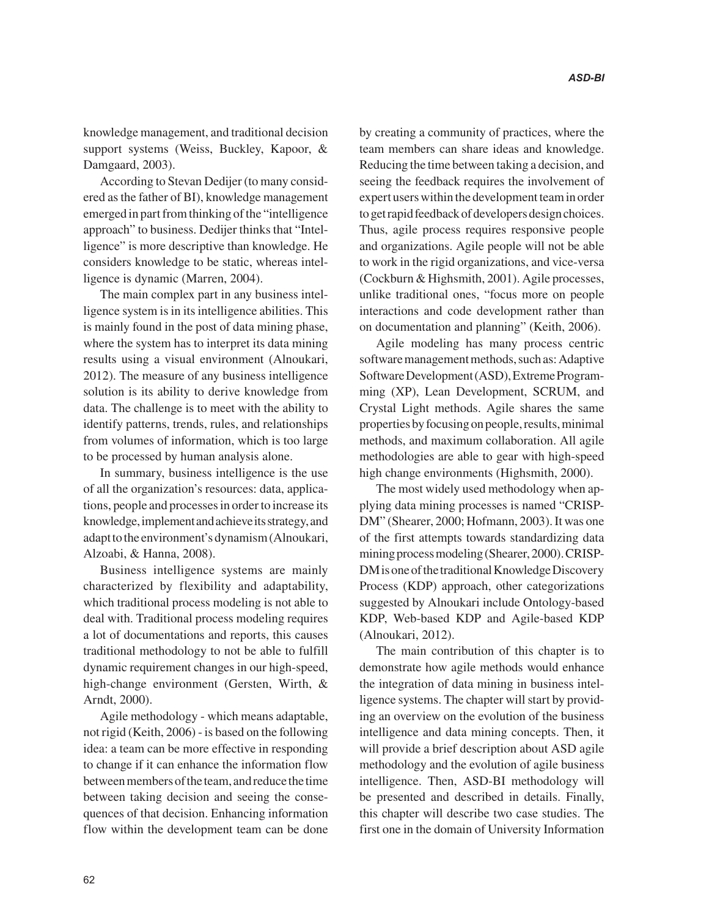knowledge management, and traditional decision support systems (Weiss, Buckley, Kapoor, & Damgaard, 2003).

According to Stevan Dedijer (to many considered as the father of BI), knowledge management emerged in part from thinking of the "intelligence approach" to business. Dedijer thinks that "Intelligence" is more descriptive than knowledge. He considers knowledge to be static, whereas intelligence is dynamic (Marren, 2004).

The main complex part in any business intelligence system is in its intelligence abilities. This is mainly found in the post of data mining phase, where the system has to interpret its data mining results using a visual environment (Alnoukari, 2012). The measure of any business intelligence solution is its ability to derive knowledge from data. The challenge is to meet with the ability to identify patterns, trends, rules, and relationships from volumes of information, which is too large to be processed by human analysis alone.

In summary, business intelligence is the use of all the organization's resources: data, applications, people and processes in order to increase its knowledge, implement and achieve its strategy, and adapt to the environment's dynamism (Alnoukari, Alzoabi, & Hanna, 2008).

Business intelligence systems are mainly characterized by flexibility and adaptability, which traditional process modeling is not able to deal with. Traditional process modeling requires a lot of documentations and reports, this causes traditional methodology to not be able to fulfill dynamic requirement changes in our high-speed, high-change environment (Gersten, Wirth, & Arndt, 2000).

Agile methodology - which means adaptable, not rigid (Keith, 2006) - is based on the following idea: a team can be more effective in responding to change if it can enhance the information flow between members of the team, and reduce the time between taking decision and seeing the consequences of that decision. Enhancing information flow within the development team can be done by creating a community of practices, where the team members can share ideas and knowledge. Reducing the time between taking a decision, and seeing the feedback requires the involvement of expert users within the development team in order to get rapid feedback of developers design choices. Thus, agile process requires responsive people and organizations. Agile people will not be able to work in the rigid organizations, and vice-versa (Cockburn & Highsmith, 2001). Agile processes, unlike traditional ones, "focus more on people interactions and code development rather than on documentation and planning" (Keith, 2006).

Agile modeling has many process centric software management methods, such as: Adaptive Software Development (ASD), Extreme Programming (XP), Lean Development, SCRUM, and Crystal Light methods. Agile shares the same properties by focusing on people, results, minimal methods, and maximum collaboration. All agile methodologies are able to gear with high-speed high change environments (Highsmith, 2000).

The most widely used methodology when applying data mining processes is named "CRISP-DM" (Shearer, 2000; Hofmann, 2003). It was one of the first attempts towards standardizing data mining process modeling (Shearer, 2000). CRISP-DM is one of the traditional Knowledge Discovery Process (KDP) approach, other categorizations suggested by Alnoukari include Ontology-based KDP, Web-based KDP and Agile-based KDP (Alnoukari, 2012).

The main contribution of this chapter is to demonstrate how agile methods would enhance the integration of data mining in business intelligence systems. The chapter will start by providing an overview on the evolution of the business intelligence and data mining concepts. Then, it will provide a brief description about ASD agile methodology and the evolution of agile business intelligence. Then, ASD-BI methodology will be presented and described in details. Finally, this chapter will describe two case studies. The first one in the domain of University Information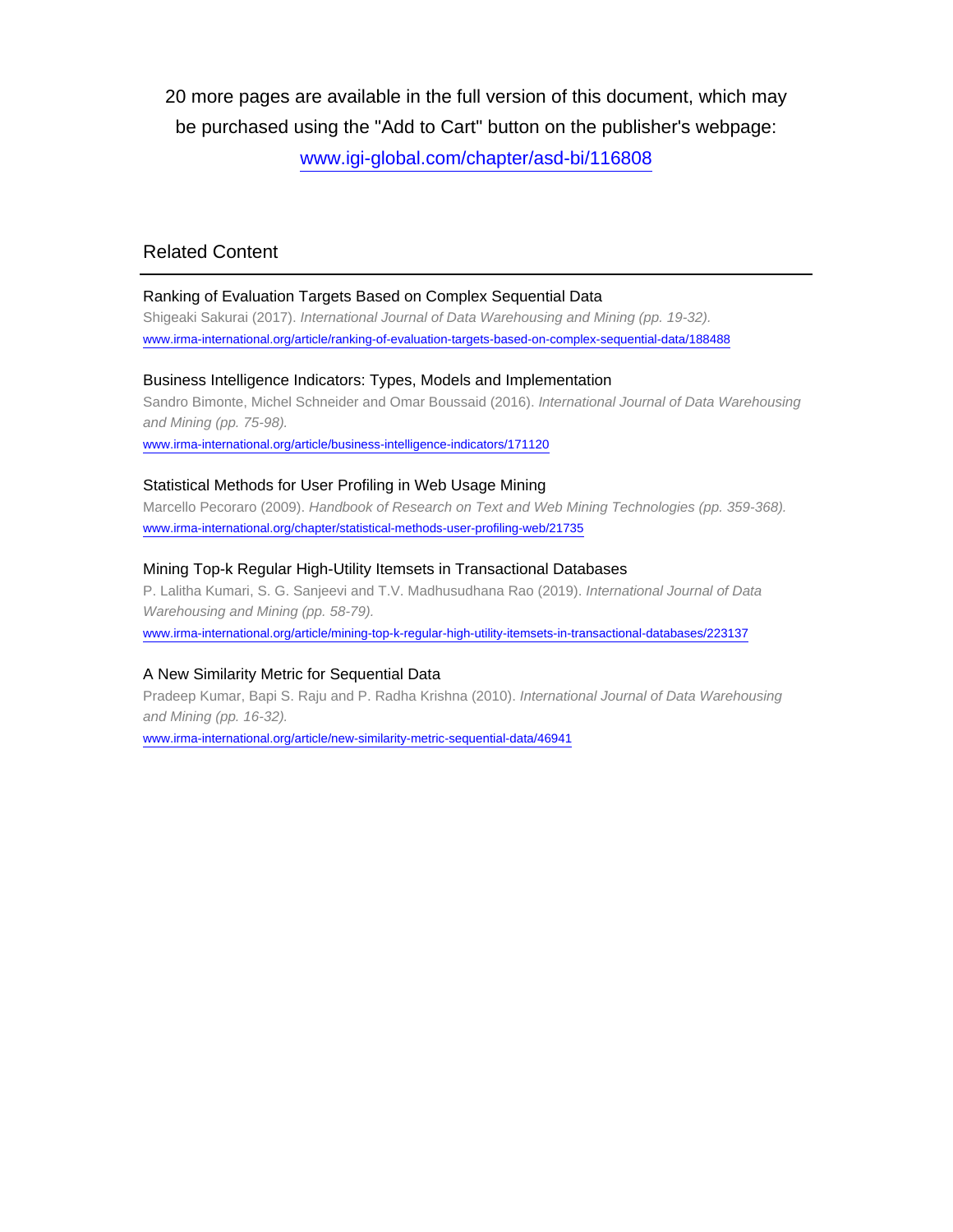20 more pages are available in the full version of this document, which may be purchased using the "Add to Cart" button on the publisher's webpage: www.igi-global.com/chapter/asd-bi/116808

## Related Content

Ranking of Evaluation Targets Based on Complex Sequential Data
Shigeaki Sakurai (2017). *International Journal of Data Warehousing and Mining (pp. 19-32).*
www.irma-international.org/article/ranking-of-evaluation-targets-based-on-complex-sequential-data/188488

Business Intelligence Indicators: Types, Models and Implementation
Sandro Bimonte, Michel Schneider and Omar Boussaid (2016). *International Journal of Data Warehousing and Mining (pp. 75-98).*
www.irma-international.org/article/business-intelligence-indicators/171120

Statistical Methods for User Profiling in Web Usage Mining
Marcello Pecoraro (2009). *Handbook of Research on Text and Web Mining Technologies (pp. 359-368).*
www.irma-international.org/chapter/statistical-methods-user-profiling-web/21735

Mining Top-k Regular High-Utility Itemsets in Transactional Databases
P. Lalitha Kumari, S. G. Sanjeevi and T.V. Madhusudhana Rao (2019). *International Journal of Data Warehousing and Mining (pp. 58-79).*
www.irma-international.org/article/mining-top-k-regular-high-utility-itemsets-in-transactional-databases/223137

A New Similarity Metric for Sequential Data
Pradeep Kumar, Bapi S. Raju and P. Radha Krishna (2010). *International Journal of Data Warehousing and Mining (pp. 16-32).*
www.irma-international.org/article/new-similarity-metric-sequential-data/46941